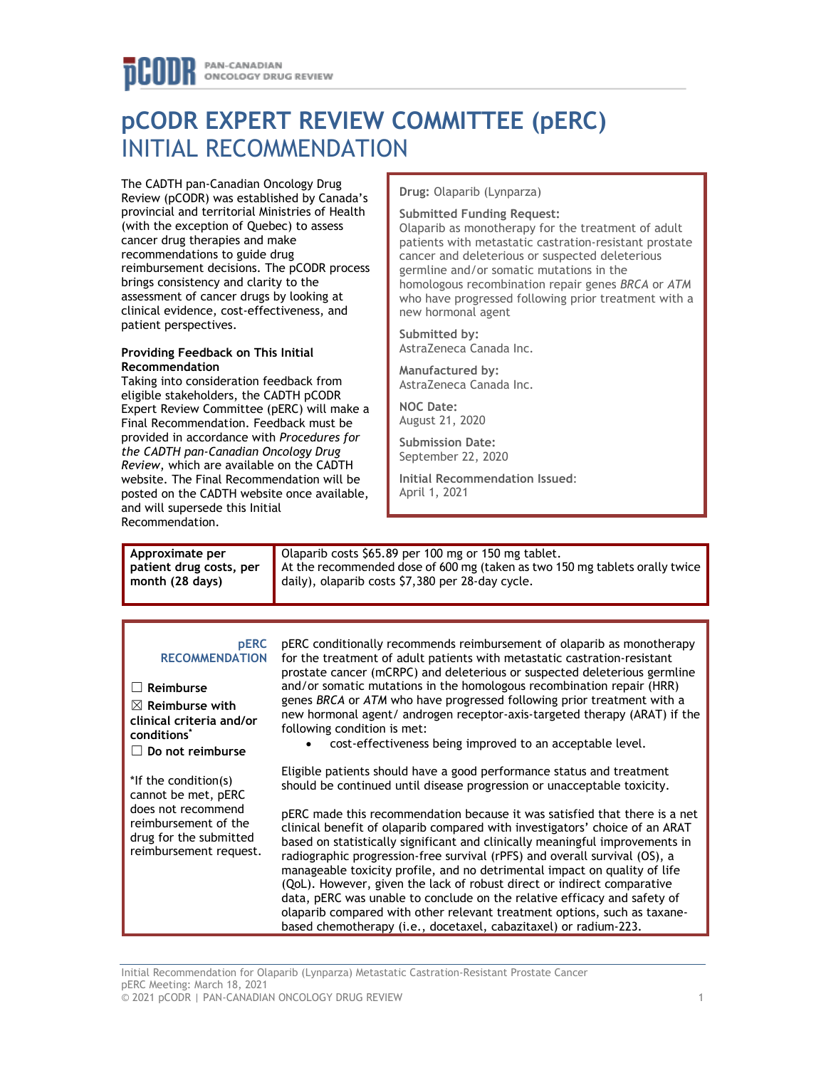# pCODR EXPERT REVIEW COMMITTEE (pERC) INITIAL RECOMMENDATION

The CADTH pan-Canadian Oncology Drug Review (pCODR) was established by Canada's provincial and territorial Ministries of Health (with the exception of Quebec) to assess cancer drug therapies and make recommendations to guide drug reimbursement decisions. The pCODR process brings consistency and clarity to the assessment of cancer drugs by looking at clinical evidence, cost-effectiveness, and patient perspectives.

**Providing Feedback on This Initial Recommendation**

Taking into consideration feedback from eligible stakeholders, the CADTH pCODR Expert Review Committee (pERC) will make a Final Recommendation. Feedback must be provided in accordance with *Procedures for the CADTH pan-Canadian Oncology Drug Review*, which are available on the CADTH website. The Final Recommendation will be posted on the CADTH website once available, and will supersede this Initial Recommendation.

**Drug:** Olaparib (Lynparza)

**Submitted Funding Request:**
Olaparib as monotherapy for the treatment of adult patients with metastatic castration-resistant prostate cancer and deleterious or suspected deleterious germline and/or somatic mutations in the homologous recombination repair genes *BRCA* or *ATM* who have progressed following prior treatment with a new hormonal agent

**Submitted by:**
AstraZeneca Canada Inc.

**Manufactured by:**
AstraZeneca Canada Inc.

**NOC Date:**
August 21, 2020

**Submission Date:**
September 22, 2020

**Initial Recommendation Issued:**
April 1, 2021

| Approximate per patient drug costs, per month (28 days) | Olaparib costs $65.89 per 100 mg or 150 mg tablet. At the recommended dose of 600 mg (taken as two 150 mg tablets orally twice daily), olaparib costs $7,380 per 28-day cycle. |
|---|---|

**pERC RECOMMENDATION**

☐ Reimburse

☒ Reimburse with clinical criteria and/or conditions*

☐ Do not reimburse

*If the condition(s) cannot be met, pERC does not recommend reimbursement of the drug for the submitted reimbursement request.

pERC conditionally recommends reimbursement of olaparib as monotherapy for the treatment of adult patients with metastatic castration-resistant prostate cancer (mCRPC) and deleterious or suspected deleterious germline and/or somatic mutations in the homologous recombination repair (HRR) genes *BRCA* or *ATM* who have progressed following prior treatment with a new hormonal agent/ androgen receptor-axis-targeted therapy (ARAT) if the following condition is met:

- cost-effectiveness being improved to an acceptable level.

Eligible patients should have a good performance status and treatment should be continued until disease progression or unacceptable toxicity.

pERC made this recommendation because it was satisfied that there is a net clinical benefit of olaparib compared with investigators' choice of an ARAT based on statistically significant and clinically meaningful improvements in radiographic progression-free survival (rPFS) and overall survival (OS), a manageable toxicity profile, and no detrimental impact on quality of life (QoL). However, given the lack of robust direct or indirect comparative data, pERC was unable to conclude on the relative efficacy and safety of olaparib compared with other relevant treatment options, such as taxane-based chemotherapy (i.e., docetaxel, cabazitaxel) or radium-223.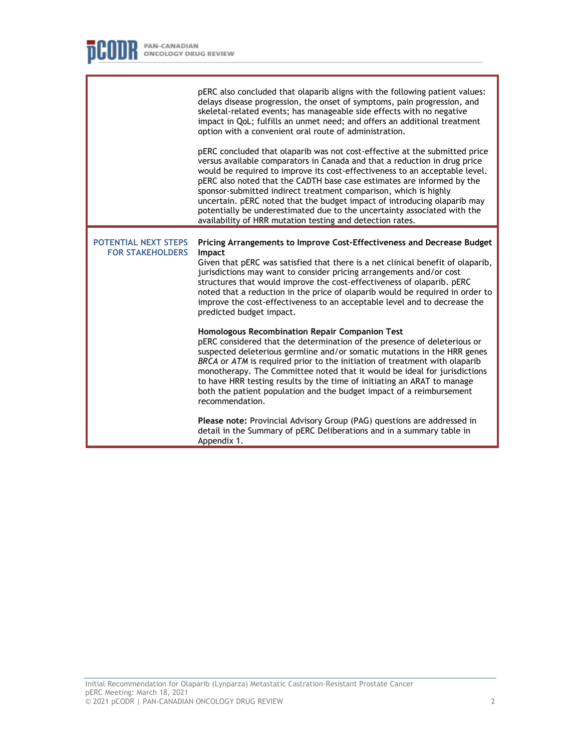| | |
|---|---|
| | pERC also concluded that olaparib aligns with the following patient values: delays disease progression, the onset of symptoms, pain progression, and skeletal-related events; has manageable side effects with no negative impact in QoL; fulfills an unmet need; and offers an additional treatment option with a convenient oral route of administration.<br><br>pERC concluded that olaparib was not cost-effective at the submitted price versus available comparators in Canada and that a reduction in drug price would be required to improve its cost-effectiveness to an acceptable level. pERC also noted that the CADTH base case estimates are informed by the sponsor-submitted indirect treatment comparison, which is highly uncertain. pERC noted that the budget impact of introducing olaparib may potentially be underestimated due to the uncertainty associated with the availability of HRR mutation testing and detection rates. |
| **POTENTIAL NEXT STEPS FOR STAKEHOLDERS** | **Pricing Arrangements to Improve Cost-Effectiveness and Decrease Budget Impact**<br>Given that pERC was satisfied that there is a net clinical benefit of olaparib, jurisdictions may want to consider pricing arrangements and/or cost structures that would improve the cost-effectiveness of olaparib. pERC noted that a reduction in the price of olaparib would be required in order to improve the cost-effectiveness to an acceptable level and to decrease the predicted budget impact.<br><br>**Homologous Recombination Repair Companion Test**<br>pERC considered that the determination of the presence of deleterious or suspected deleterious germline and/or somatic mutations in the HRR genes *BRCA* or *ATM* is required prior to the initiation of treatment with olaparib monotherapy. The Committee noted that it would be ideal for jurisdictions to have HRR testing results by the time of initiating an ARAT to manage both the patient population and the budget impact of a reimbursement recommendation.<br><br>**Please note:** Provincial Advisory Group (PAG) questions are addressed in detail in the Summary of pERC Deliberations and in a summary table in Appendix 1. |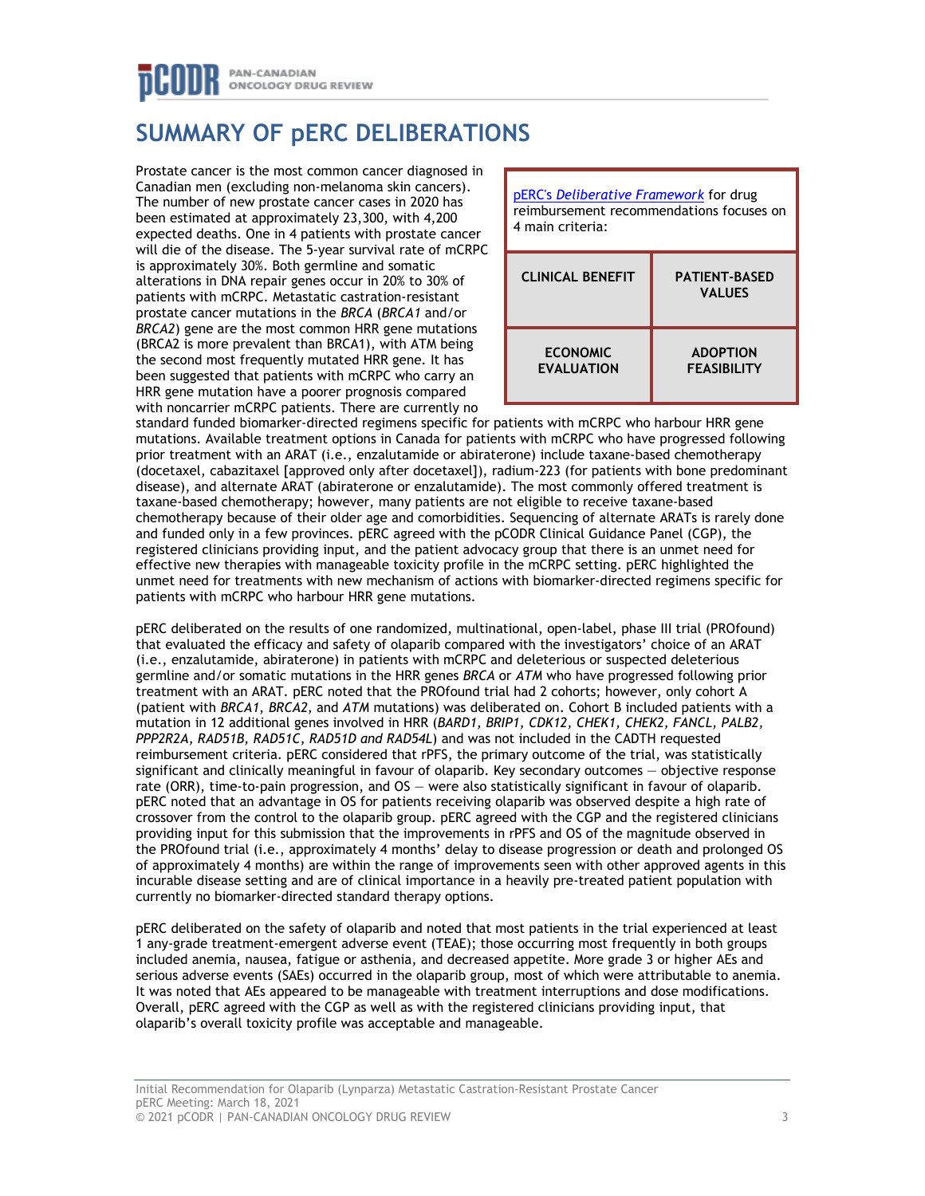# SUMMARY OF pERC DELIBERATIONS

pERC's *Deliberative Framework* for drug reimbursement recommendations focuses on 4 main criteria:

| CLINICAL BENEFIT | PATIENT-BASED VALUES |
|---|---|
| ECONOMIC EVALUATION | ADOPTION FEASIBILITY |

Prostate cancer is the most common cancer diagnosed in Canadian men (excluding non-melanoma skin cancers). The number of new prostate cancer cases in 2020 has been estimated at approximately 23,300, with 4,200 expected deaths. One in 4 patients with prostate cancer will die of the disease. The 5-year survival rate of mCRPC is approximately 30%. Both germline and somatic alterations in DNA repair genes occur in 20% to 30% of patients with mCRPC. Metastatic castration-resistant prostate cancer mutations in the BRCA (*BRCA1* and/or *BRCA2*) gene are the most common HRR gene mutations (BRCA2 is more prevalent than BRCA1), with ATM being the second most frequently mutated HRR gene. It has been suggested that patients with mCRPC who carry an HRR gene mutation have a poorer prognosis compared with noncarrier mCRPC patients. There are currently no standard funded biomarker-directed regimens specific for patients with mCRPC who harbour HRR gene mutations. Available treatment options in Canada for patients with mCRPC who have progressed following prior treatment with an ARAT (i.e., enzalutamide or abiraterone) include taxane-based chemotherapy (docetaxel, cabazitaxel [approved only after docetaxel]), radium-223 (for patients with bone predominant disease), and alternate ARAT (abiraterone or enzalutamide). The most commonly offered treatment is taxane-based chemotherapy; however, many patients are not eligible to receive taxane-based chemotherapy because of their older age and comorbidities. Sequencing of alternate ARATs is rarely done and funded only in a few provinces. pERC agreed with the pCODR Clinical Guidance Panel (CGP), the registered clinicians providing input, and the patient advocacy group that there is an unmet need for effective new therapies with manageable toxicity profile in the mCRPC setting. pERC highlighted the unmet need for treatments with new mechanism of actions with biomarker-directed regimens specific for patients with mCRPC who harbour HRR gene mutations.

pERC deliberated on the results of one randomized, multinational, open-label, phase III trial (PROfound) that evaluated the efficacy and safety of olaparib compared with the investigators' choice of an ARAT (i.e., enzalutamide, abiraterone) in patients with mCRPC and deleterious or suspected deleterious germline and/or somatic mutations in the HRR genes *BRCA* or *ATM* who have progressed following prior treatment with an ARAT. pERC noted that the PROfound trial had 2 cohorts; however, only cohort A (patient with *BRCA1, BRCA2,* and *ATM* mutations) was deliberated on. Cohort B included patients with a mutation in 12 additional genes involved in HRR (*BARD1, BRIP1, CDK12, CHEK1, CHEK2, FANCL, PALB2, PPP2R2A, RAD51B, RAD51C, RAD51D and RAD54L*) and was not included in the CADTH requested reimbursement criteria. pERC considered that rPFS, the primary outcome of the trial, was statistically significant and clinically meaningful in favour of olaparib. Key secondary outcomes — objective response rate (ORR), time-to-pain progression, and OS — were also statistically significant in favour of olaparib. pERC noted that an advantage in OS for patients receiving olaparib was observed despite a high rate of crossover from the control to the olaparib group. pERC agreed with the CGP and the registered clinicians providing input for this submission that the improvements in rPFS and OS of the magnitude observed in the PROfound trial (i.e., approximately 4 months' delay to disease progression or death and prolonged OS of approximately 4 months) are within the range of improvements seen with other approved agents in this incurable disease setting and are of clinical importance in a heavily pre-treated patient population with currently no biomarker-directed standard therapy options.

pERC deliberated on the safety of olaparib and noted that most patients in the trial experienced at least 1 any-grade treatment-emergent adverse event (TEAE); those occurring most frequently in both groups included anemia, nausea, fatigue or asthenia, and decreased appetite. More grade 3 or higher AEs and serious adverse events (SAEs) occurred in the olaparib group, most of which were attributable to anemia. It was noted that AEs appeared to be manageable with treatment interruptions and dose modifications. Overall, pERC agreed with the CGP as well as with the registered clinicians providing input, that olaparib's overall toxicity profile was acceptable and manageable.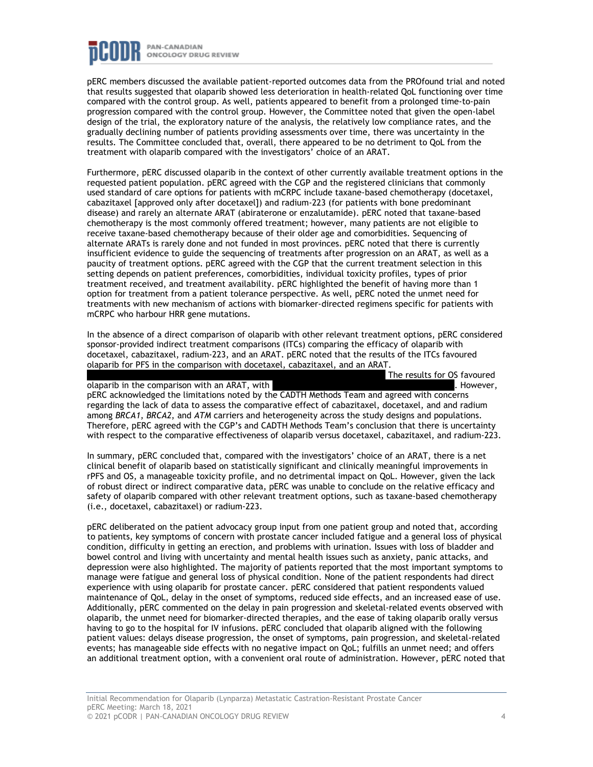pERC members discussed the available patient-reported outcomes data from the PROfound trial and noted that results suggested that olaparib showed less deterioration in health-related QoL functioning over time compared with the control group. As well, patients appeared to benefit from a prolonged time-to-pain progression compared with the control group. However, the Committee noted that given the open-label design of the trial, the exploratory nature of the analysis, the relatively low compliance rates, and the gradually declining number of patients providing assessments over time, there was uncertainty in the results. The Committee concluded that, overall, there appeared to be no detriment to QoL from the treatment with olaparib compared with the investigators' choice of an ARAT.

Furthermore, pERC discussed olaparib in the context of other currently available treatment options in the requested patient population. pERC agreed with the CGP and the registered clinicians that commonly used standard of care options for patients with mCRPC include taxane-based chemotherapy (docetaxel, cabazitaxel [approved only after docetaxel]) and radium-223 (for patients with bone predominant disease) and rarely an alternate ARAT (abiraterone or enzalutamide). pERC noted that taxane-based chemotherapy is the most commonly offered treatment; however, many patients are not eligible to receive taxane-based chemotherapy because of their older age and comorbidities. Sequencing of alternate ARATs is rarely done and not funded in most provinces. pERC noted that there is currently insufficient evidence to guide the sequencing of treatments after progression on an ARAT, as well as a paucity of treatment options. pERC agreed with the CGP that the current treatment selection in this setting depends on patient preferences, comorbidities, individual toxicity profiles, types of prior treatment received, and treatment availability. pERC highlighted the benefit of having more than 1 option for treatment from a patient tolerance perspective. As well, pERC noted the unmet need for treatments with new mechanism of actions with biomarker-directed regimens specific for patients with mCRPC who harbour HRR gene mutations.

In the absence of a direct comparison of olaparib with other relevant treatment options, pERC considered sponsor-provided indirect treatment comparisons (ITCs) comparing the efficacy of olaparib with docetaxel, cabazitaxel, radium-223, and an ARAT. pERC noted that the results of the ITCs favoured olaparib for PFS in the comparison with docetaxel, cabazitaxel, and an ARAT. [redacted] The results for OS favoured olaparib in the comparison with an ARAT, with [redacted]. However, pERC acknowledged the limitations noted by the CADTH Methods Team and agreed with concerns regarding the lack of data to assess the comparative effect of cabazitaxel, docetaxel, and and radium among *BRCA1*, *BRCA2*, and *ATM* carriers and heterogeneity across the study designs and populations. Therefore, pERC agreed with the CGP's and CADTH Methods Team's conclusion that there is uncertainty with respect to the comparative effectiveness of olaparib versus docetaxel, cabazitaxel, and radium-223.

In summary, pERC concluded that, compared with the investigators' choice of an ARAT, there is a net clinical benefit of olaparib based on statistically significant and clinically meaningful improvements in rPFS and OS, a manageable toxicity profile, and no detrimental impact on QoL. However, given the lack of robust direct or indirect comparative data, pERC was unable to conclude on the relative efficacy and safety of olaparib compared with other relevant treatment options, such as taxane-based chemotherapy (i.e., docetaxel, cabazitaxel) or radium-223.

pERC deliberated on the patient advocacy group input from one patient group and noted that, according to patients, key symptoms of concern with prostate cancer included fatigue and a general loss of physical condition, difficulty in getting an erection, and problems with urination. Issues with loss of bladder and bowel control and living with uncertainty and mental health issues such as anxiety, panic attacks, and depression were also highlighted. The majority of patients reported that the most important symptoms to manage were fatigue and general loss of physical condition. None of the patient respondents had direct experience with using olaparib for prostate cancer. pERC considered that patient respondents valued maintenance of QoL, delay in the onset of symptoms, reduced side effects, and an increased ease of use. Additionally, pERC commented on the delay in pain progression and skeletal-related events observed with olaparib, the unmet need for biomarker-directed therapies, and the ease of taking olaparib orally versus having to go to the hospital for IV infusions. pERC concluded that olaparib aligned with the following patient values: delays disease progression, the onset of symptoms, pain progression, and skeletal-related events; has manageable side effects with no negative impact on QoL; fulfills an unmet need; and offers an additional treatment option, with a convenient oral route of administration. However, pERC noted that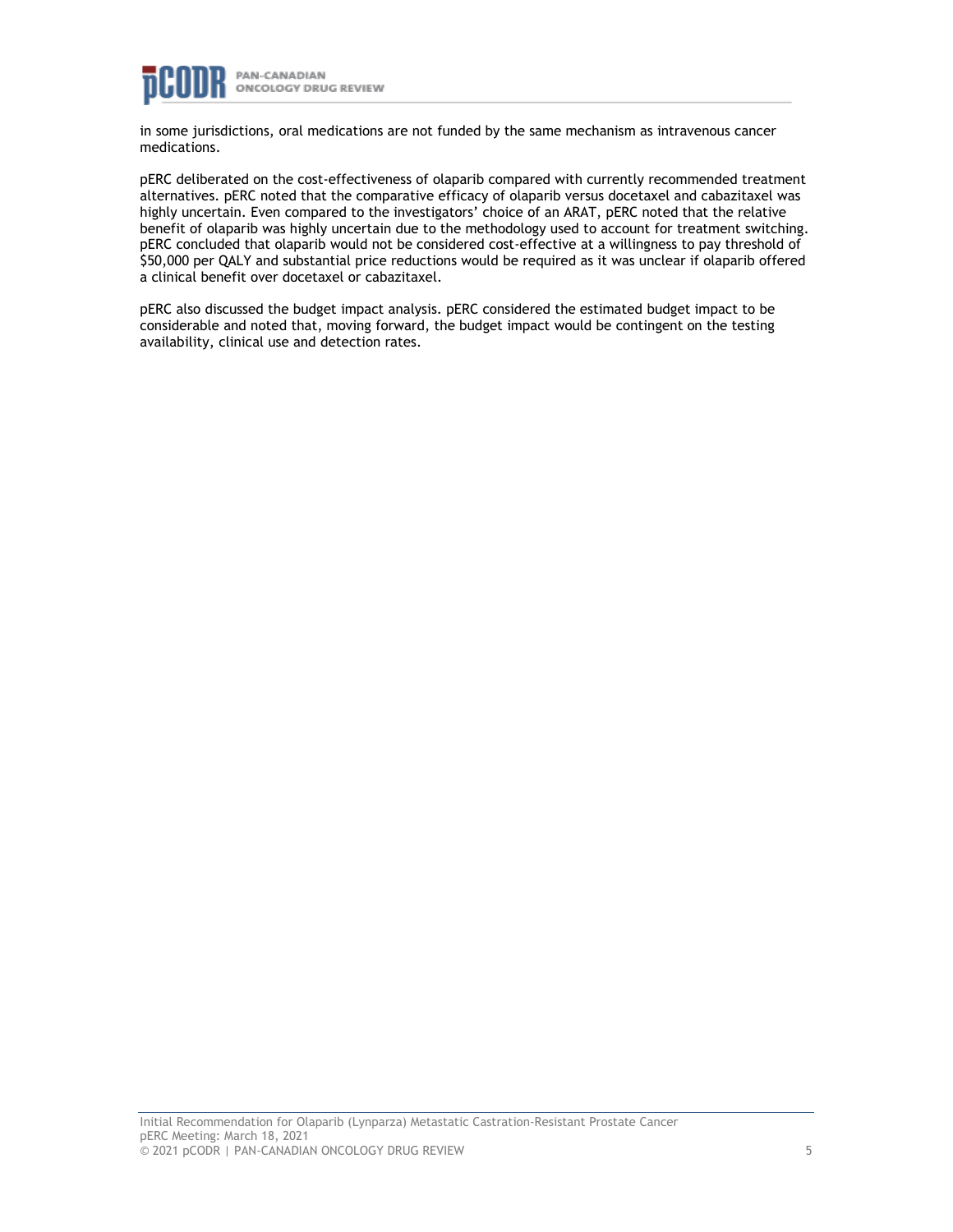in some jurisdictions, oral medications are not funded by the same mechanism as intravenous cancer medications.

pERC deliberated on the cost-effectiveness of olaparib compared with currently recommended treatment alternatives. pERC noted that the comparative efficacy of olaparib versus docetaxel and cabazitaxel was highly uncertain. Even compared to the investigators' choice of an ARAT, pERC noted that the relative benefit of olaparib was highly uncertain due to the methodology used to account for treatment switching. pERC concluded that olaparib would not be considered cost-effective at a willingness to pay threshold of $50,000 per QALY and substantial price reductions would be required as it was unclear if olaparib offered a clinical benefit over docetaxel or cabazitaxel.

pERC also discussed the budget impact analysis. pERC considered the estimated budget impact to be considerable and noted that, moving forward, the budget impact would be contingent on the testing availability, clinical use and detection rates.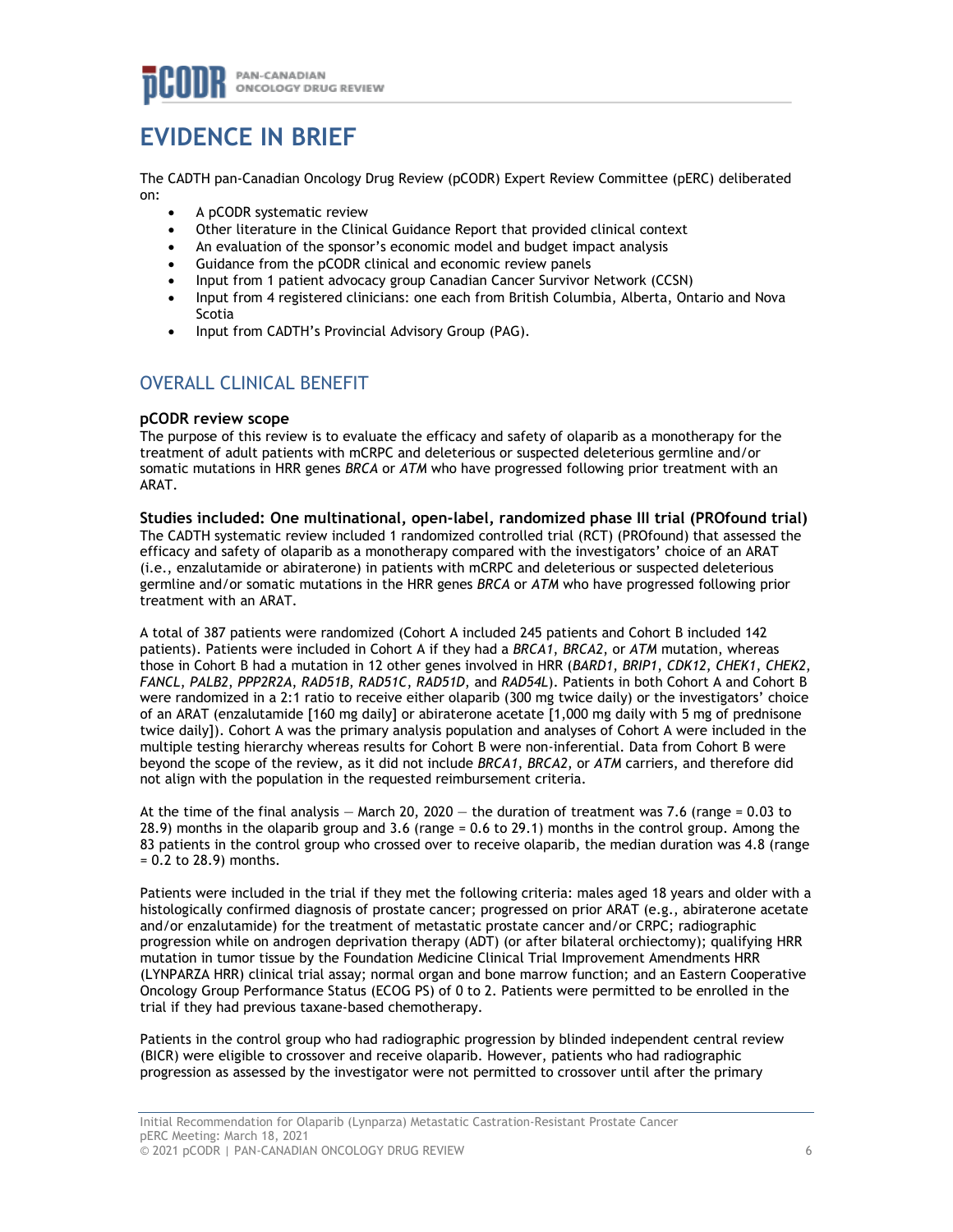# EVIDENCE IN BRIEF

The CADTH pan-Canadian Oncology Drug Review (pCODR) Expert Review Committee (pERC) deliberated on:

- A pCODR systematic review
- Other literature in the Clinical Guidance Report that provided clinical context
- An evaluation of the sponsor's economic model and budget impact analysis
- Guidance from the pCODR clinical and economic review panels
- Input from 1 patient advocacy group Canadian Cancer Survivor Network (CCSN)
- Input from 4 registered clinicians: one each from British Columbia, Alberta, Ontario and Nova Scotia
- Input from CADTH's Provincial Advisory Group (PAG).

## OVERALL CLINICAL BENEFIT

### pCODR review scope

The purpose of this review is to evaluate the efficacy and safety of olaparib as a monotherapy for the treatment of adult patients with mCRPC and deleterious or suspected deleterious germline and/or somatic mutations in HRR genes *BRCA* or *ATM* who have progressed following prior treatment with an ARAT.

### Studies included: One multinational, open-label, randomized phase III trial (PROfound trial)

The CADTH systematic review included 1 randomized controlled trial (RCT) (PROfound) that assessed the efficacy and safety of olaparib as a monotherapy compared with the investigators' choice of an ARAT (i.e., enzalutamide or abiraterone) in patients with mCRPC and deleterious or suspected deleterious germline and/or somatic mutations in the HRR genes *BRCA* or *ATM* who have progressed following prior treatment with an ARAT.

A total of 387 patients were randomized (Cohort A included 245 patients and Cohort B included 142 patients). Patients were included in Cohort A if they had a *BRCA1*, *BRCA2*, or *ATM* mutation, whereas those in Cohort B had a mutation in 12 other genes involved in HRR (*BARD1*, *BRIP1*, *CDK12*, *CHEK1*, *CHEK2*, *FANCL*, *PALB2*, *PPP2R2A*, *RAD51B*, *RAD51C*, *RAD51D*, and *RAD54L*). Patients in both Cohort A and Cohort B were randomized in a 2:1 ratio to receive either olaparib (300 mg twice daily) or the investigators' choice of an ARAT (enzalutamide [160 mg daily] or abiraterone acetate [1,000 mg daily with 5 mg of prednisone twice daily]). Cohort A was the primary analysis population and analyses of Cohort A were included in the multiple testing hierarchy whereas results for Cohort B were non-inferential. Data from Cohort B were beyond the scope of the review, as it did not include *BRCA1*, *BRCA2*, or *ATM* carriers, and therefore did not align with the population in the requested reimbursement criteria.

At the time of the final analysis — March 20, 2020 — the duration of treatment was 7.6 (range = 0.03 to 28.9) months in the olaparib group and 3.6 (range = 0.6 to 29.1) months in the control group. Among the 83 patients in the control group who crossed over to receive olaparib, the median duration was 4.8 (range = 0.2 to 28.9) months.

Patients were included in the trial if they met the following criteria: males aged 18 years and older with a histologically confirmed diagnosis of prostate cancer; progressed on prior ARAT (e.g., abiraterone acetate and/or enzalutamide) for the treatment of metastatic prostate cancer and/or CRPC; radiographic progression while on androgen deprivation therapy (ADT) (or after bilateral orchiectomy); qualifying HRR mutation in tumor tissue by the Foundation Medicine Clinical Trial Improvement Amendments HRR (LYNPARZA HRR) clinical trial assay; normal organ and bone marrow function; and an Eastern Cooperative Oncology Group Performance Status (ECOG PS) of 0 to 2. Patients were permitted to be enrolled in the trial if they had previous taxane-based chemotherapy.

Patients in the control group who had radiographic progression by blinded independent central review (BICR) were eligible to crossover and receive olaparib. However, patients who had radiographic progression as assessed by the investigator were not permitted to crossover until after the primary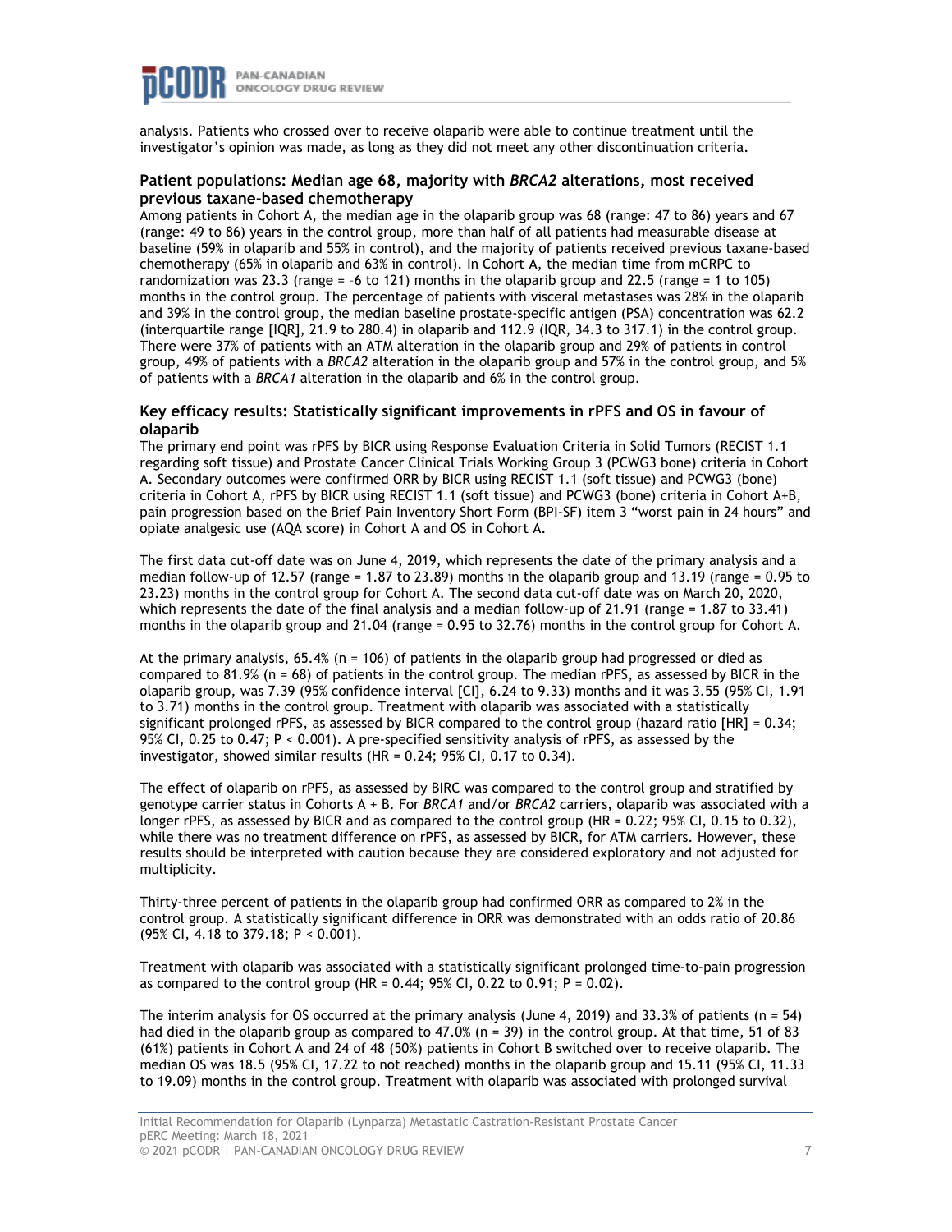analysis. Patients who crossed over to receive olaparib were able to continue treatment until the investigator's opinion was made, as long as they did not meet any other discontinuation criteria.

### Patient populations: Median age 68, majority with *BRCA2* alterations, most received previous taxane-based chemotherapy

Among patients in Cohort A, the median age in the olaparib group was 68 (range: 47 to 86) years and 67 (range: 49 to 86) years in the control group, more than half of all patients had measurable disease at baseline (59% in olaparib and 55% in control), and the majority of patients received previous taxane-based chemotherapy (65% in olaparib and 63% in control). In Cohort A, the median time from mCRPC to randomization was 23.3 (range = –6 to 121) months in the olaparib group and 22.5 (range = 1 to 105) months in the control group. The percentage of patients with visceral metastases was 28% in the olaparib and 39% in the control group, the median baseline prostate-specific antigen (PSA) concentration was 62.2 (interquartile range [IQR], 21.9 to 280.4) in olaparib and 112.9 (IQR, 34.3 to 317.1) in the control group. There were 37% of patients with an ATM alteration in the olaparib group and 29% of patients in control group, 49% of patients with a *BRCA2* alteration in the olaparib group and 57% in the control group, and 5% of patients with a *BRCA1* alteration in the olaparib and 6% in the control group.

### Key efficacy results: Statistically significant improvements in rPFS and OS in favour of olaparib

The primary end point was rPFS by BICR using Response Evaluation Criteria in Solid Tumors (RECIST 1.1 regarding soft tissue) and Prostate Cancer Clinical Trials Working Group 3 (PCWG3 bone) criteria in Cohort A. Secondary outcomes were confirmed ORR by BICR using RECIST 1.1 (soft tissue) and PCWG3 (bone) criteria in Cohort A, rPFS by BICR using RECIST 1.1 (soft tissue) and PCWG3 (bone) criteria in Cohort A+B, pain progression based on the Brief Pain Inventory Short Form (BPI-SF) item 3 "worst pain in 24 hours" and opiate analgesic use (AQA score) in Cohort A and OS in Cohort A.

The first data cut-off date was on June 4, 2019, which represents the date of the primary analysis and a median follow-up of 12.57 (range = 1.87 to 23.89) months in the olaparib group and 13.19 (range = 0.95 to 23.23) months in the control group for Cohort A. The second data cut-off date was on March 20, 2020, which represents the date of the final analysis and a median follow-up of 21.91 (range = 1.87 to 33.41) months in the olaparib group and 21.04 (range = 0.95 to 32.76) months in the control group for Cohort A.

At the primary analysis, 65.4% (n = 106) of patients in the olaparib group had progressed or died as compared to 81.9% (n = 68) of patients in the control group. The median rPFS, as assessed by BICR in the olaparib group, was 7.39 (95% confidence interval [CI], 6.24 to 9.33) months and it was 3.55 (95% CI, 1.91 to 3.71) months in the control group. Treatment with olaparib was associated with a statistically significant prolonged rPFS, as assessed by BICR compared to the control group (hazard ratio [HR] = 0.34; 95% CI, 0.25 to 0.47; P < 0.001). A pre-specified sensitivity analysis of rPFS, as assessed by the investigator, showed similar results (HR = 0.24; 95% CI, 0.17 to 0.34).

The effect of olaparib on rPFS, as assessed by BIRC was compared to the control group and stratified by genotype carrier status in Cohorts A + B. For *BRCA1* and/or *BRCA2* carriers, olaparib was associated with a longer rPFS, as assessed by BICR and as compared to the control group (HR = 0.22; 95% CI, 0.15 to 0.32), while there was no treatment difference on rPFS, as assessed by BICR, for ATM carriers. However, these results should be interpreted with caution because they are considered exploratory and not adjusted for multiplicity.

Thirty-three percent of patients in the olaparib group had confirmed ORR as compared to 2% in the control group. A statistically significant difference in ORR was demonstrated with an odds ratio of 20.86 (95% CI, 4.18 to 379.18; P < 0.001).

Treatment with olaparib was associated with a statistically significant prolonged time-to-pain progression as compared to the control group (HR = 0.44; 95% CI, 0.22 to 0.91; P = 0.02).

The interim analysis for OS occurred at the primary analysis (June 4, 2019) and 33.3% of patients (n = 54) had died in the olaparib group as compared to 47.0% (n = 39) in the control group. At that time, 51 of 83 (61%) patients in Cohort A and 24 of 48 (50%) patients in Cohort B switched over to receive olaparib. The median OS was 18.5 (95% CI, 17.22 to not reached) months in the olaparib group and 15.11 (95% CI, 11.33 to 19.09) months in the control group. Treatment with olaparib was associated with prolonged survival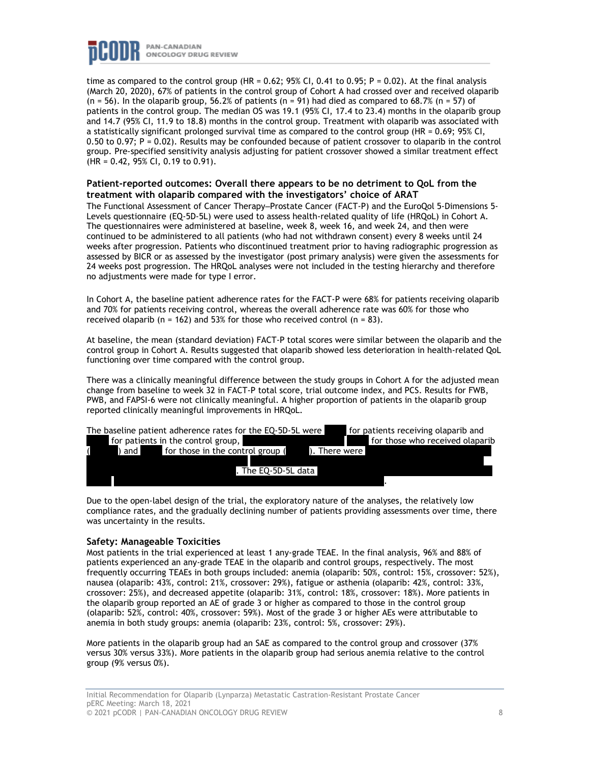time as compared to the control group (HR = 0.62; 95% CI, 0.41 to 0.95; P = 0.02). At the final analysis (March 20, 2020), 67% of patients in the control group of Cohort A had crossed over and received olaparib (n = 56). In the olaparib group, 56.2% of patients (n = 91) had died as compared to 68.7% (n = 57) of patients in the control group. The median OS was 19.1 (95% CI, 17.4 to 23.4) months in the olaparib group and 14.7 (95% CI, 11.9 to 18.8) months in the control group. Treatment with olaparib was associated with a statistically significant prolonged survival time as compared to the control group (HR = 0.69; 95% CI, 0.50 to 0.97; P = 0.02). Results may be confounded because of patient crossover to olaparib in the control group. Pre-specified sensitivity analysis adjusting for patient crossover showed a similar treatment effect (HR = 0.42, 95% CI, 0.19 to 0.91).

### Patient-reported outcomes: Overall there appears to be no detriment to QoL from the treatment with olaparib compared with the investigators' choice of ARAT

The Functional Assessment of Cancer Therapy—Prostate Cancer (FACT-P) and the EuroQol 5-Dimensions 5-Levels questionnaire (EQ-5D-5L) were used to assess health-related quality of life (HRQoL) in Cohort A. The questionnaires were administered at baseline, week 8, week 16, and week 24, and then were continued to be administered to all patients (who had not withdrawn consent) every 8 weeks until 24 weeks after progression. Patients who discontinued treatment prior to having radiographic progression as assessed by BICR or as assessed by the investigator (post primary analysis) were given the assessments for 24 weeks post progression. The HRQoL analyses were not included in the testing hierarchy and therefore no adjustments were made for type I error.

In Cohort A, the baseline patient adherence rates for the FACT-P were 68% for patients receiving olaparib and 70% for patients receiving control, whereas the overall adherence rate was 60% for those who received olaparib (n = 162) and 53% for those who received control (n = 83).

At baseline, the mean (standard deviation) FACT-P total scores were similar between the olaparib and the control group in Cohort A. Results suggested that olaparib showed less deterioration in health-related QoL functioning over time compared with the control group.

There was a clinically meaningful difference between the study groups in Cohort A for the adjusted mean change from baseline to week 32 in FACT-P total score, trial outcome index, and PCS. Results for FWB, PWB, and FAPSI-6 were not clinically meaningful. A higher proportion of patients in the olaparib group reported clinically meaningful improvements in HRQoL.

The baseline patient adherence rates for the EQ-5D-5L were for patients receiving olaparib and for patients in the control group, for those who received olaparib ( ) and for those in the control group ( ). There were . The EQ-5D-5L data .

Due to the open-label design of the trial, the exploratory nature of the analyses, the relatively low compliance rates, and the gradually declining number of patients providing assessments over time, there was uncertainty in the results.

### Safety: Manageable Toxicities

Most patients in the trial experienced at least 1 any-grade TEAE. In the final analysis, 96% and 88% of patients experienced an any-grade TEAE in the olaparib and control groups, respectively. The most frequently occurring TEAEs in both groups included: anemia (olaparib: 50%, control: 15%, crossover: 52%), nausea (olaparib: 43%, control: 21%, crossover: 29%), fatigue or asthenia (olaparib: 42%, control: 33%, crossover: 25%), and decreased appetite (olaparib: 31%, control: 18%, crossover: 18%). More patients in the olaparib group reported an AE of grade 3 or higher as compared to those in the control group (olaparib: 52%, control: 40%, crossover: 59%). Most of the grade 3 or higher AEs were attributable to anemia in both study groups: anemia (olaparib: 23%, control: 5%, crossover: 29%).

More patients in the olaparib group had an SAE as compared to the control group and crossover (37% versus 30% versus 33%). More patients in the olaparib group had serious anemia relative to the control group (9% versus 0%).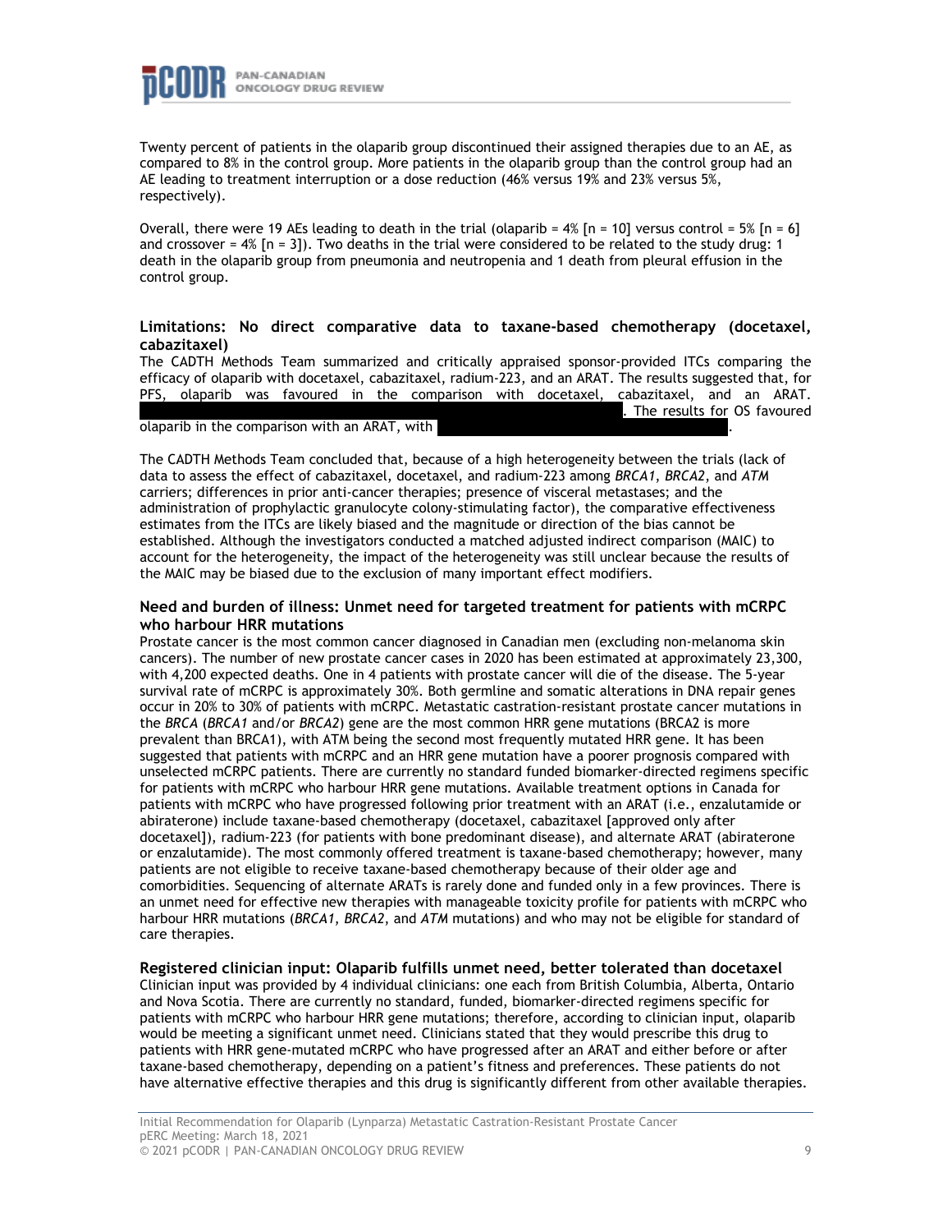Twenty percent of patients in the olaparib group discontinued their assigned therapies due to an AE, as compared to 8% in the control group. More patients in the olaparib group than the control group had an AE leading to treatment interruption or a dose reduction (46% versus 19% and 23% versus 5%, respectively).

Overall, there were 19 AEs leading to death in the trial (olaparib = 4% [n = 10] versus control = 5% [n = 6] and crossover = 4% [n = 3]). Two deaths in the trial were considered to be related to the study drug: 1 death in the olaparib group from pneumonia and neutropenia and 1 death from pleural effusion in the control group.

### Limitations: No direct comparative data to taxane-based chemotherapy (docetaxel, cabazitaxel)

The CADTH Methods Team summarized and critically appraised sponsor-provided ITCs comparing the efficacy of olaparib with docetaxel, cabazitaxel, radium-223, and an ARAT. The results suggested that, for PFS, olaparib was favoured in the comparison with docetaxel, cabazitaxel, and an ARAT. ██████████████████████████████. The results for OS favoured olaparib in the comparison with an ARAT, with ████████████████████████.

The CADTH Methods Team concluded that, because of a high heterogeneity between the trials (lack of data to assess the effect of cabazitaxel, docetaxel, and radium-223 among *BRCA1*, *BRCA2*, and *ATM* carriers; differences in prior anti-cancer therapies; presence of visceral metastases; and the administration of prophylactic granulocyte colony-stimulating factor), the comparative effectiveness estimates from the ITCs are likely biased and the magnitude or direction of the bias cannot be established. Although the investigators conducted a matched adjusted indirect comparison (MAIC) to account for the heterogeneity, the impact of the heterogeneity was still unclear because the results of the MAIC may be biased due to the exclusion of many important effect modifiers.

### Need and burden of illness: Unmet need for targeted treatment for patients with mCRPC who harbour HRR mutations

Prostate cancer is the most common cancer diagnosed in Canadian men (excluding non-melanoma skin cancers). The number of new prostate cancer cases in 2020 has been estimated at approximately 23,300, with 4,200 expected deaths. One in 4 patients with prostate cancer will die of the disease. The 5-year survival rate of mCRPC is approximately 30%. Both germline and somatic alterations in DNA repair genes occur in 20% to 30% of patients with mCRPC. Metastatic castration-resistant prostate cancer mutations in the *BRCA* (*BRCA1* and/or *BRCA2*) gene are the most common HRR gene mutations (BRCA2 is more prevalent than BRCA1), with ATM being the second most frequently mutated HRR gene. It has been suggested that patients with mCRPC and an HRR gene mutation have a poorer prognosis compared with unselected mCRPC patients. There are currently no standard funded biomarker-directed regimens specific for patients with mCRPC who harbour HRR gene mutations. Available treatment options in Canada for patients with mCRPC who have progressed following prior treatment with an ARAT (i.e., enzalutamide or abiraterone) include taxane-based chemotherapy (docetaxel, cabazitaxel [approved only after docetaxel]), radium-223 (for patients with bone predominant disease), and alternate ARAT (abiraterone or enzalutamide). The most commonly offered treatment is taxane-based chemotherapy; however, many patients are not eligible to receive taxane-based chemotherapy because of their older age and comorbidities. Sequencing of alternate ARATs is rarely done and funded only in a few provinces. There is an unmet need for effective new therapies with manageable toxicity profile for patients with mCRPC who harbour HRR mutations (*BRCA1*, *BRCA2*, and *ATM* mutations) and who may not be eligible for standard of care therapies.

### Registered clinician input: Olaparib fulfills unmet need, better tolerated than docetaxel

Clinician input was provided by 4 individual clinicians: one each from British Columbia, Alberta, Ontario and Nova Scotia. There are currently no standard, funded, biomarker-directed regimens specific for patients with mCRPC who harbour HRR gene mutations; therefore, according to clinician input, olaparib would be meeting a significant unmet need. Clinicians stated that they would prescribe this drug to patients with HRR gene-mutated mCRPC who have progressed after an ARAT and either before or after taxane-based chemotherapy, depending on a patient's fitness and preferences. These patients do not have alternative effective therapies and this drug is significantly different from other available therapies.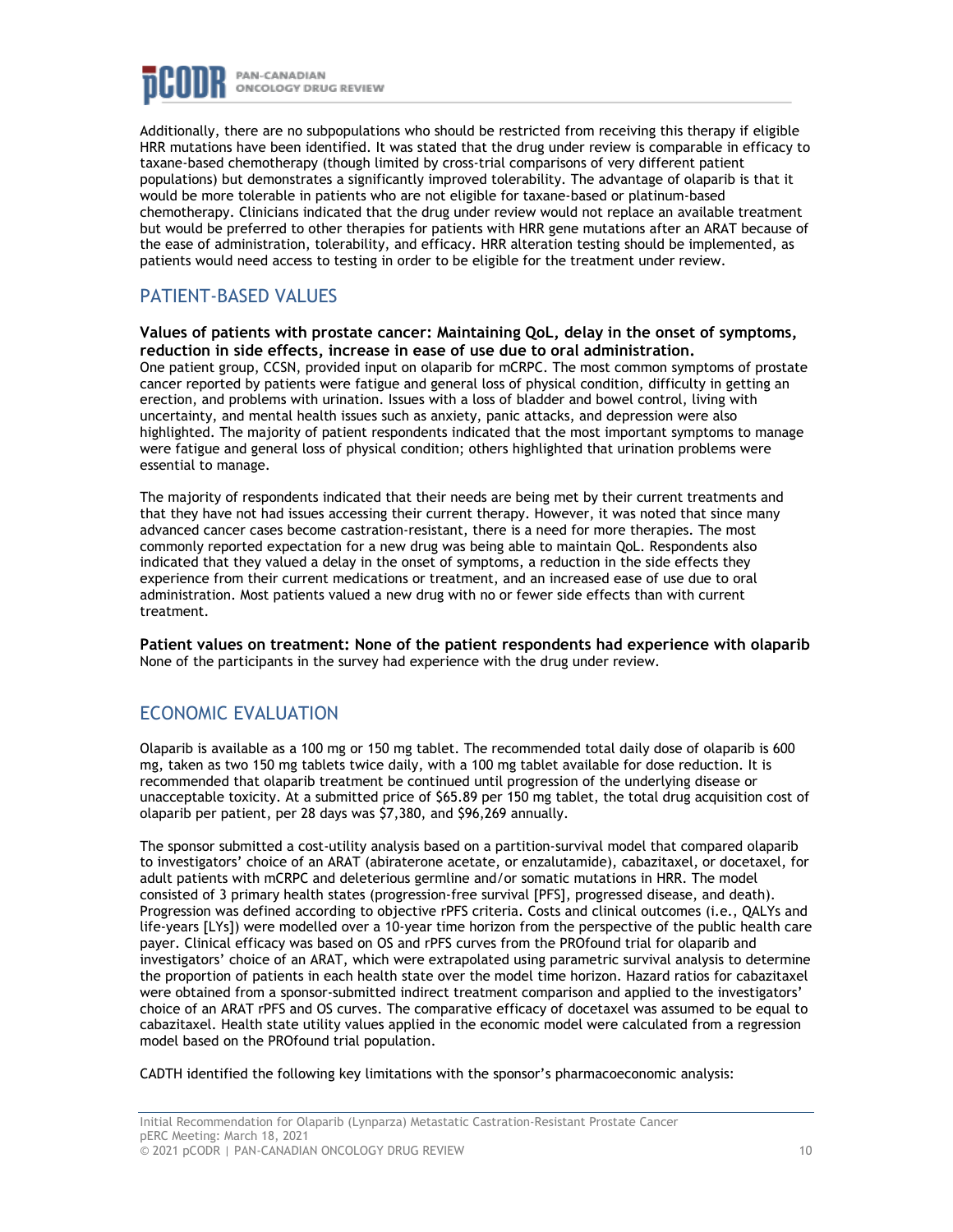Additionally, there are no subpopulations who should be restricted from receiving this therapy if eligible HRR mutations have been identified. It was stated that the drug under review is comparable in efficacy to taxane-based chemotherapy (though limited by cross-trial comparisons of very different patient populations) but demonstrates a significantly improved tolerability. The advantage of olaparib is that it would be more tolerable in patients who are not eligible for taxane-based or platinum-based chemotherapy. Clinicians indicated that the drug under review would not replace an available treatment but would be preferred to other therapies for patients with HRR gene mutations after an ARAT because of the ease of administration, tolerability, and efficacy. HRR alteration testing should be implemented, as patients would need access to testing in order to be eligible for the treatment under review.

## PATIENT-BASED VALUES

**Values of patients with prostate cancer: Maintaining QoL, delay in the onset of symptoms, reduction in side effects, increase in ease of use due to oral administration.**

One patient group, CCSN, provided input on olaparib for mCRPC. The most common symptoms of prostate cancer reported by patients were fatigue and general loss of physical condition, difficulty in getting an erection, and problems with urination. Issues with a loss of bladder and bowel control, living with uncertainty, and mental health issues such as anxiety, panic attacks, and depression were also highlighted. The majority of patient respondents indicated that the most important symptoms to manage were fatigue and general loss of physical condition; others highlighted that urination problems were essential to manage.

The majority of respondents indicated that their needs are being met by their current treatments and that they have not had issues accessing their current therapy. However, it was noted that since many advanced cancer cases become castration-resistant, there is a need for more therapies. The most commonly reported expectation for a new drug was being able to maintain QoL. Respondents also indicated that they valued a delay in the onset of symptoms, a reduction in the side effects they experience from their current medications or treatment, and an increased ease of use due to oral administration. Most patients valued a new drug with no or fewer side effects than with current treatment.

**Patient values on treatment: None of the patient respondents had experience with olaparib**

None of the participants in the survey had experience with the drug under review.

## ECONOMIC EVALUATION

Olaparib is available as a 100 mg or 150 mg tablet. The recommended total daily dose of olaparib is 600 mg, taken as two 150 mg tablets twice daily, with a 100 mg tablet available for dose reduction. It is recommended that olaparib treatment be continued until progression of the underlying disease or unacceptable toxicity. At a submitted price of $65.89 per 150 mg tablet, the total drug acquisition cost of olaparib per patient, per 28 days was $7,380, and $96,269 annually.

The sponsor submitted a cost-utility analysis based on a partition-survival model that compared olaparib to investigators' choice of an ARAT (abiraterone acetate, or enzalutamide), cabazitaxel, or docetaxel, for adult patients with mCRPC and deleterious germline and/or somatic mutations in HRR. The model consisted of 3 primary health states (progression-free survival [PFS], progressed disease, and death). Progression was defined according to objective rPFS criteria. Costs and clinical outcomes (i.e., QALYs and life-years [LYs]) were modelled over a 10-year time horizon from the perspective of the public health care payer. Clinical efficacy was based on OS and rPFS curves from the PROfound trial for olaparib and investigators' choice of an ARAT, which were extrapolated using parametric survival analysis to determine the proportion of patients in each health state over the model time horizon. Hazard ratios for cabazitaxel were obtained from a sponsor-submitted indirect treatment comparison and applied to the investigators' choice of an ARAT rPFS and OS curves. The comparative efficacy of docetaxel was assumed to be equal to cabazitaxel. Health state utility values applied in the economic model were calculated from a regression model based on the PROfound trial population.

CADTH identified the following key limitations with the sponsor's pharmacoeconomic analysis: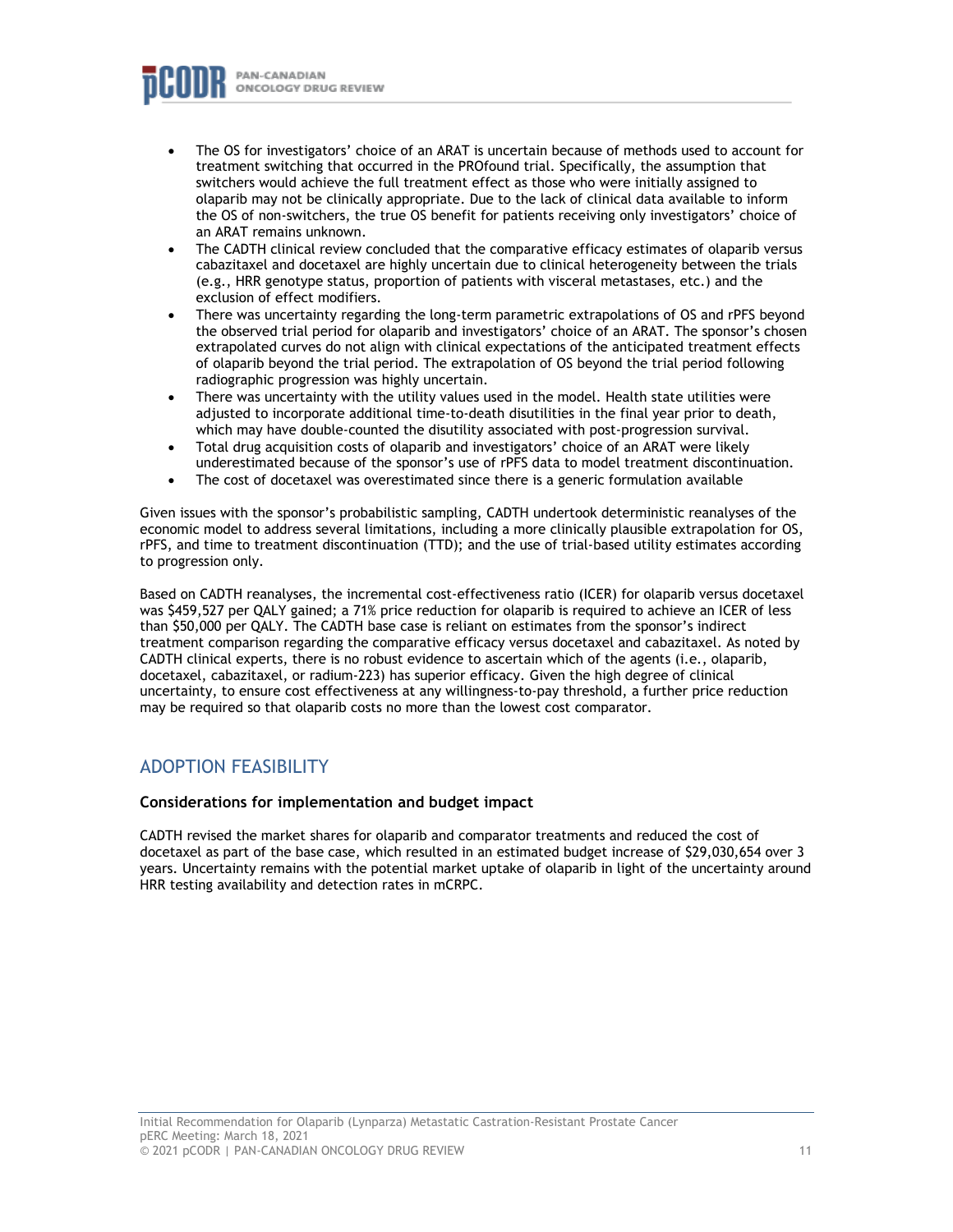- The OS for investigators' choice of an ARAT is uncertain because of methods used to account for treatment switching that occurred in the PROfound trial. Specifically, the assumption that switchers would achieve the full treatment effect as those who were initially assigned to olaparib may not be clinically appropriate. Due to the lack of clinical data available to inform the OS of non-switchers, the true OS benefit for patients receiving only investigators' choice of an ARAT remains unknown.
- The CADTH clinical review concluded that the comparative efficacy estimates of olaparib versus cabazitaxel and docetaxel are highly uncertain due to clinical heterogeneity between the trials (e.g., HRR genotype status, proportion of patients with visceral metastases, etc.) and the exclusion of effect modifiers.
- There was uncertainty regarding the long-term parametric extrapolations of OS and rPFS beyond the observed trial period for olaparib and investigators' choice of an ARAT. The sponsor's chosen extrapolated curves do not align with clinical expectations of the anticipated treatment effects of olaparib beyond the trial period. The extrapolation of OS beyond the trial period following radiographic progression was highly uncertain.
- There was uncertainty with the utility values used in the model. Health state utilities were adjusted to incorporate additional time-to-death disutilities in the final year prior to death, which may have double-counted the disutility associated with post-progression survival.
- Total drug acquisition costs of olaparib and investigators' choice of an ARAT were likely underestimated because of the sponsor's use of rPFS data to model treatment discontinuation.
- The cost of docetaxel was overestimated since there is a generic formulation available

Given issues with the sponsor's probabilistic sampling, CADTH undertook deterministic reanalyses of the economic model to address several limitations, including a more clinically plausible extrapolation for OS, rPFS, and time to treatment discontinuation (TTD); and the use of trial-based utility estimates according to progression only.

Based on CADTH reanalyses, the incremental cost-effectiveness ratio (ICER) for olaparib versus docetaxel was $459,527 per QALY gained; a 71% price reduction for olaparib is required to achieve an ICER of less than $50,000 per QALY. The CADTH base case is reliant on estimates from the sponsor's indirect treatment comparison regarding the comparative efficacy versus docetaxel and cabazitaxel. As noted by CADTH clinical experts, there is no robust evidence to ascertain which of the agents (i.e., olaparib, docetaxel, cabazitaxel, or radium-223) has superior efficacy. Given the high degree of clinical uncertainty, to ensure cost effectiveness at any willingness-to-pay threshold, a further price reduction may be required so that olaparib costs no more than the lowest cost comparator.

## ADOPTION FEASIBILITY

### Considerations for implementation and budget impact

CADTH revised the market shares for olaparib and comparator treatments and reduced the cost of docetaxel as part of the base case, which resulted in an estimated budget increase of $29,030,654 over 3 years. Uncertainty remains with the potential market uptake of olaparib in light of the uncertainty around HRR testing availability and detection rates in mCRPC.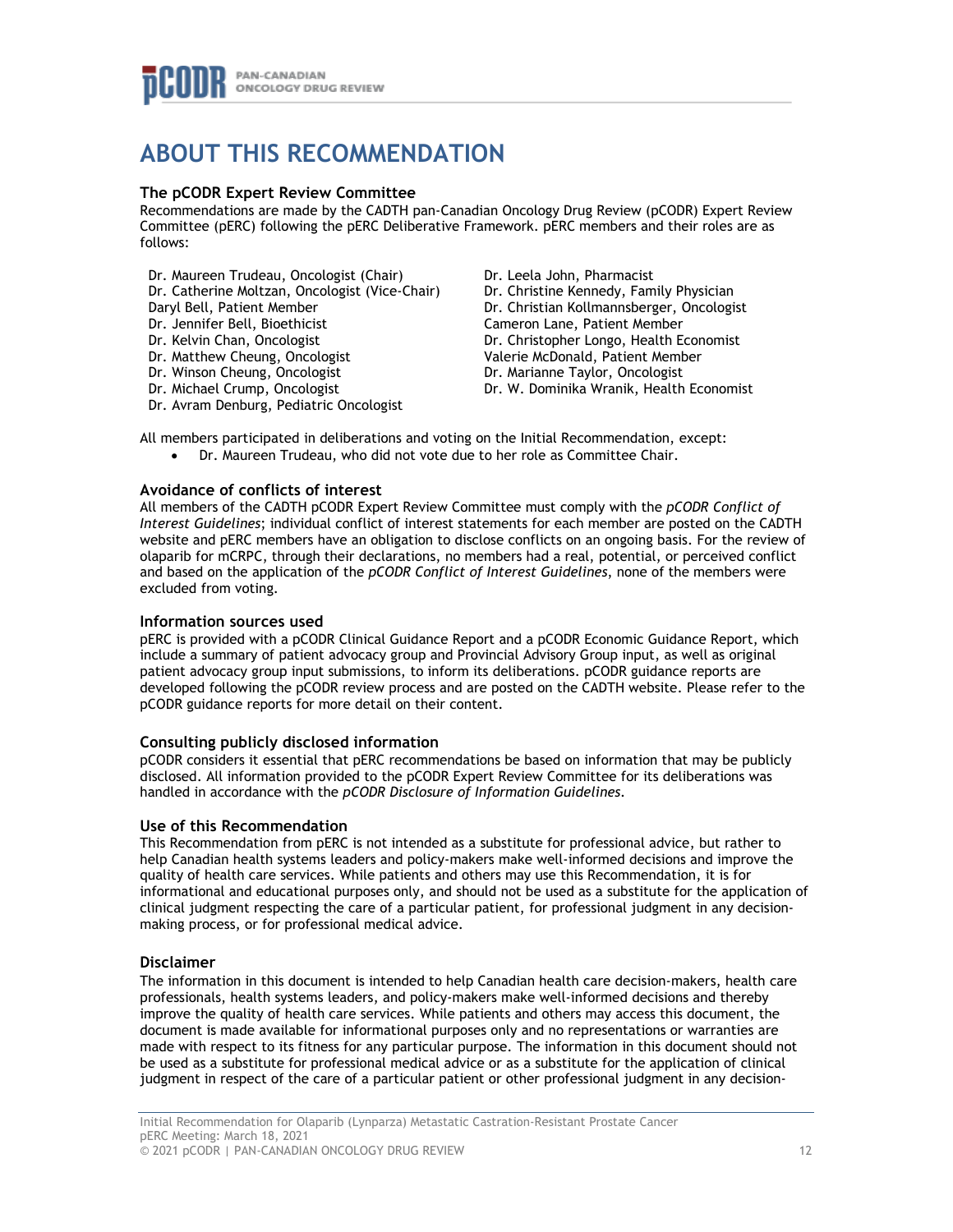# ABOUT THIS RECOMMENDATION

### The pCODR Expert Review Committee

Recommendations are made by the CADTH pan-Canadian Oncology Drug Review (pCODR) Expert Review Committee (pERC) following the pERC Deliberative Framework. pERC members and their roles are as follows:

Dr. Maureen Trudeau, Oncologist (Chair)
Dr. Catherine Moltzan, Oncologist (Vice-Chair)
Daryl Bell, Patient Member
Dr. Jennifer Bell, Bioethicist
Dr. Kelvin Chan, Oncologist
Dr. Matthew Cheung, Oncologist
Dr. Winson Cheung, Oncologist
Dr. Michael Crump, Oncologist
Dr. Avram Denburg, Pediatric Oncologist
Dr. Leela John, Pharmacist
Dr. Christine Kennedy, Family Physician
Dr. Christian Kollmannsberger, Oncologist
Cameron Lane, Patient Member
Dr. Christopher Longo, Health Economist
Valerie McDonald, Patient Member
Dr. Marianne Taylor, Oncologist
Dr. W. Dominika Wranik, Health Economist

All members participated in deliberations and voting on the Initial Recommendation, except:

- Dr. Maureen Trudeau, who did not vote due to her role as Committee Chair.

### Avoidance of conflicts of interest

All members of the CADTH pCODR Expert Review Committee must comply with the *pCODR Conflict of Interest Guidelines*; individual conflict of interest statements for each member are posted on the CADTH website and pERC members have an obligation to disclose conflicts on an ongoing basis. For the review of olaparib for mCRPC, through their declarations, no members had a real, potential, or perceived conflict and based on the application of the *pCODR Conflict of Interest Guidelines*, none of the members were excluded from voting.

### Information sources used

pERC is provided with a pCODR Clinical Guidance Report and a pCODR Economic Guidance Report, which include a summary of patient advocacy group and Provincial Advisory Group input, as well as original patient advocacy group input submissions, to inform its deliberations. pCODR guidance reports are developed following the pCODR review process and are posted on the CADTH website. Please refer to the pCODR guidance reports for more detail on their content.

### Consulting publicly disclosed information

pCODR considers it essential that pERC recommendations be based on information that may be publicly disclosed. All information provided to the pCODR Expert Review Committee for its deliberations was handled in accordance with the *pCODR Disclosure of Information Guidelines*.

### Use of this Recommendation

This Recommendation from pERC is not intended as a substitute for professional advice, but rather to help Canadian health systems leaders and policy-makers make well-informed decisions and improve the quality of health care services. While patients and others may use this Recommendation, it is for informational and educational purposes only, and should not be used as a substitute for the application of clinical judgment respecting the care of a particular patient, for professional judgment in any decision-making process, or for professional medical advice.

### Disclaimer

The information in this document is intended to help Canadian health care decision-makers, health care professionals, health systems leaders, and policy-makers make well-informed decisions and thereby improve the quality of health care services. While patients and others may access this document, the document is made available for informational purposes only and no representations or warranties are made with respect to its fitness for any particular purpose. The information in this document should not be used as a substitute for professional medical advice or as a substitute for the application of clinical judgment in respect of the care of a particular patient or other professional judgment in any decision-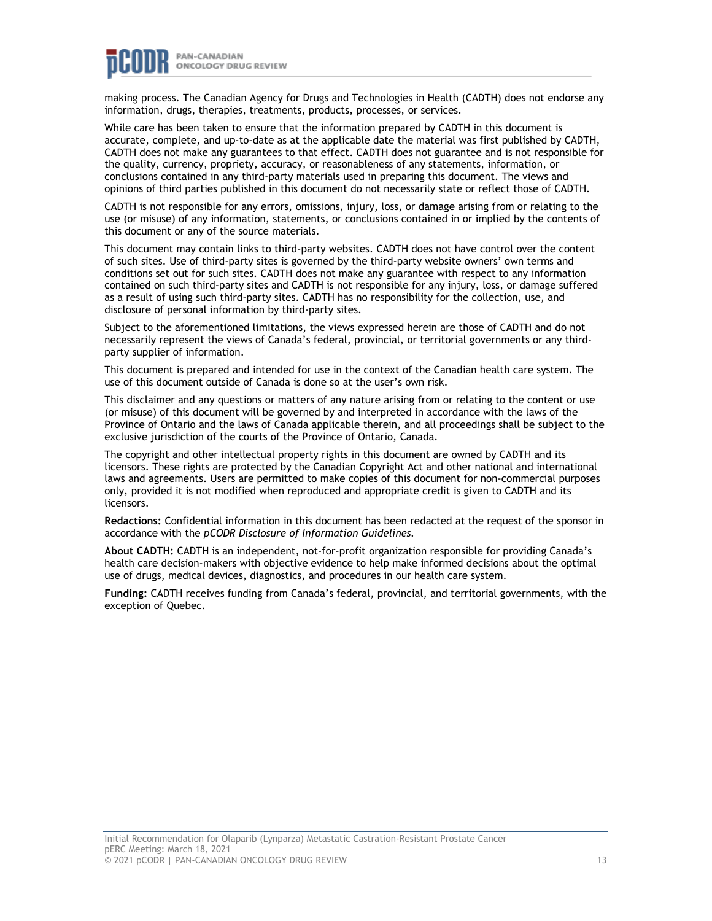making process. The Canadian Agency for Drugs and Technologies in Health (CADTH) does not endorse any information, drugs, therapies, treatments, products, processes, or services.

While care has been taken to ensure that the information prepared by CADTH in this document is accurate, complete, and up-to-date as at the applicable date the material was first published by CADTH, CADTH does not make any guarantees to that effect. CADTH does not guarantee and is not responsible for the quality, currency, propriety, accuracy, or reasonableness of any statements, information, or conclusions contained in any third-party materials used in preparing this document. The views and opinions of third parties published in this document do not necessarily state or reflect those of CADTH.

CADTH is not responsible for any errors, omissions, injury, loss, or damage arising from or relating to the use (or misuse) of any information, statements, or conclusions contained in or implied by the contents of this document or any of the source materials.

This document may contain links to third-party websites. CADTH does not have control over the content of such sites. Use of third-party sites is governed by the third-party website owners' own terms and conditions set out for such sites. CADTH does not make any guarantee with respect to any information contained on such third-party sites and CADTH is not responsible for any injury, loss, or damage suffered as a result of using such third-party sites. CADTH has no responsibility for the collection, use, and disclosure of personal information by third-party sites.

Subject to the aforementioned limitations, the views expressed herein are those of CADTH and do not necessarily represent the views of Canada's federal, provincial, or territorial governments or any third-party supplier of information.

This document is prepared and intended for use in the context of the Canadian health care system. The use of this document outside of Canada is done so at the user's own risk.

This disclaimer and any questions or matters of any nature arising from or relating to the content or use (or misuse) of this document will be governed by and interpreted in accordance with the laws of the Province of Ontario and the laws of Canada applicable therein, and all proceedings shall be subject to the exclusive jurisdiction of the courts of the Province of Ontario, Canada.

The copyright and other intellectual property rights in this document are owned by CADTH and its licensors. These rights are protected by the Canadian Copyright Act and other national and international laws and agreements. Users are permitted to make copies of this document for non-commercial purposes only, provided it is not modified when reproduced and appropriate credit is given to CADTH and its licensors.

**Redactions:** Confidential information in this document has been redacted at the request of the sponsor in accordance with the *pCODR Disclosure of Information Guidelines.*

**About CADTH:** CADTH is an independent, not-for-profit organization responsible for providing Canada's health care decision-makers with objective evidence to help make informed decisions about the optimal use of drugs, medical devices, diagnostics, and procedures in our health care system.

**Funding:** CADTH receives funding from Canada's federal, provincial, and territorial governments, with the exception of Quebec.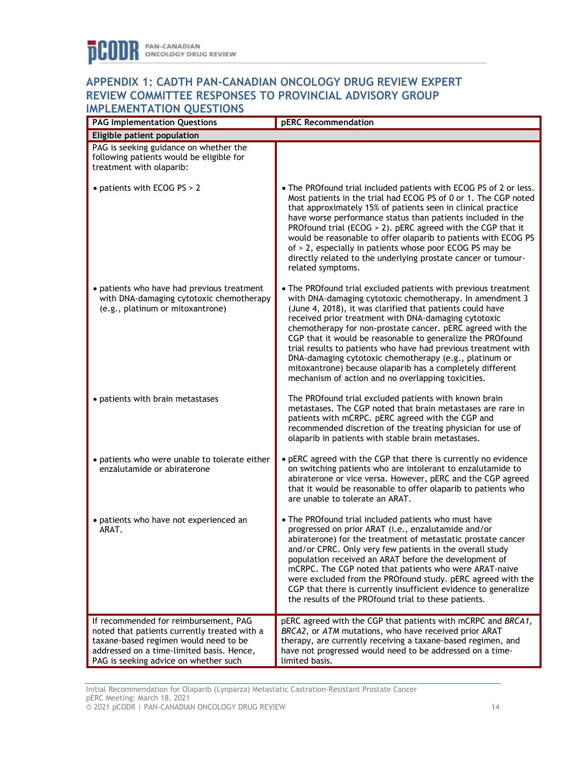## APPENDIX 1: CADTH PAN-CANADIAN ONCOLOGY DRUG REVIEW EXPERT REVIEW COMMITTEE RESPONSES TO PROVINCIAL ADVISORY GROUP IMPLEMENTATION QUESTIONS

| PAG Implementation Questions | pERC Recommendation |
|---|---|
| **Eligible patient population** | |
| PAG is seeking guidance on whether the following patients would be eligible for treatment with olaparib: | |
| • patients with ECOG PS > 2 | • The PROfound trial included patients with ECOG PS of 2 or less. Most patients in the trial had ECOG PS of 0 or 1. The CGP noted that approximately 15% of patients seen in clinical practice have worse performance status than patients included in the PROfound trial (ECOG > 2). pERC agreed with the CGP that it would be reasonable to offer olaparib to patients with ECOG PS of > 2, especially in patients whose poor ECOG PS may be directly related to the underlying prostate cancer or tumour-related symptoms. |
| • patients who have had previous treatment with DNA-damaging cytotoxic chemotherapy (e.g., platinum or mitoxantrone) | • The PROfound trial excluded patients with previous treatment with DNA-damaging cytotoxic chemotherapy. In amendment 3 (June 4, 2018), it was clarified that patients could have received prior treatment with DNA-damaging cytotoxic chemotherapy for non-prostate cancer. pERC agreed with the CGP that it would be reasonable to generalize the PROfound trial results to patients who have had previous treatment with DNA-damaging cytotoxic chemotherapy (e.g., platinum or mitoxantrone) because olaparib has a completely different mechanism of action and no overlapping toxicities. |
| • patients with brain metastases | The PROfound trial excluded patients with known brain metastases. The CGP noted that brain metastases are rare in patients with mCRPC. pERC agreed with the CGP and recommended discretion of the treating physician for use of olaparib in patients with stable brain metastases. |
| • patients who were unable to tolerate either enzalutamide or abiraterone | • pERC agreed with the CGP that there is currently no evidence on switching patients who are intolerant to enzalutamide to abiraterone or vice versa. However, pERC and the CGP agreed that it would be reasonable to offer olaparib to patients who are unable to tolerate an ARAT. |
| • patients who have not experienced an ARAT. | • The PROfound trial included patients who must have progressed on prior ARAT (i.e., enzalutamide and/or abiraterone) for the treatment of metastatic prostate cancer and/or CPRC. Only very few patients in the overall study population received an ARAT before the development of mCRPC. The CGP noted that patients who were ARAT-naive were excluded from the PROfound study. pERC agreed with the CGP that there is currently insufficient evidence to generalize the results of the PROfound trial to these patients. |
| If recommended for reimbursement, PAG noted that patients currently treated with a taxane-based regimen would need to be addressed on a time-limited basis. Hence, PAG is seeking advice on whether such | pERC agreed with the CGP that patients with mCRPC and *BRCA1*, *BRCA2*, or *ATM* mutations, who have received prior ARAT therapy, are currently receiving a taxane-based regimen, and have not progressed would need to be addressed on a time-limited basis. |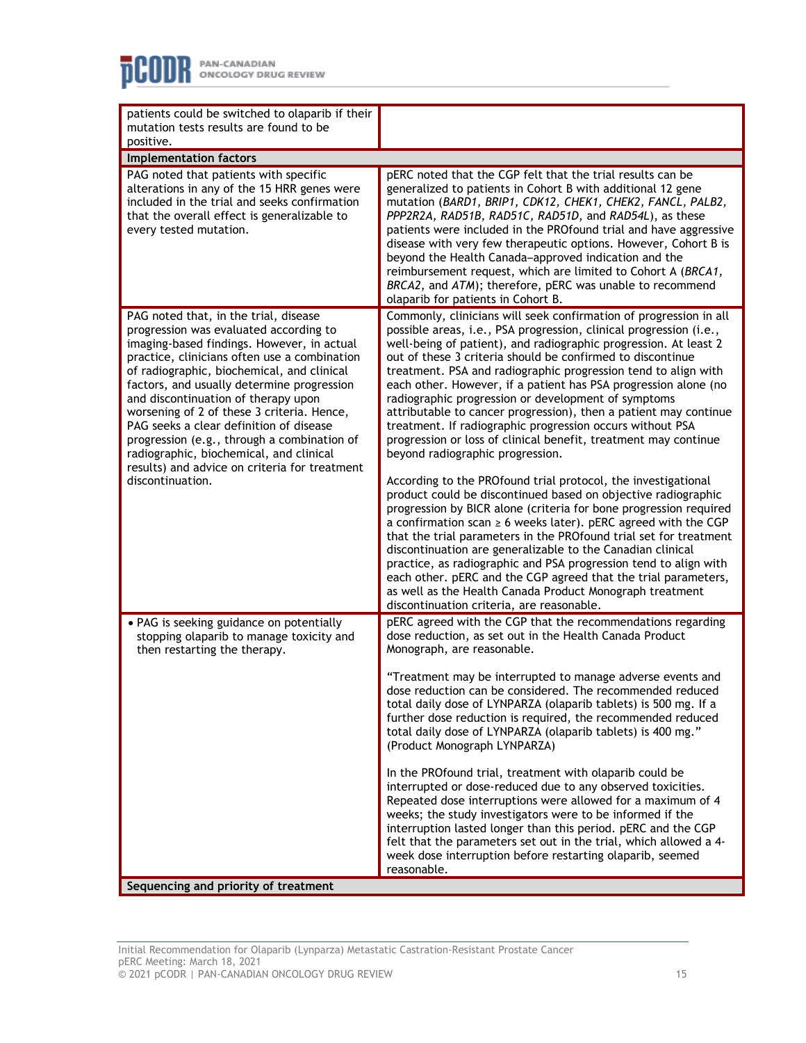| | |
|---|---|
| patients could be switched to olaparib if their mutation tests results are found to be positive. | |
| **Implementation factors** | |
| PAG noted that patients with specific alterations in any of the 15 HRR genes were included in the trial and seeks confirmation that the overall effect is generalizable to every tested mutation. | pERC noted that the CGP felt that the trial results can be generalized to patients in Cohort B with additional 12 gene mutation (*BARD1, BRIP1, CDK12, CHEK1, CHEK2, FANCL, PALB2, PPP2R2A, RAD51B, RAD51C, RAD51D*, and *RAD54L*), as these patients were included in the PROfound trial and have aggressive disease with very few therapeutic options. However, Cohort B is beyond the Health Canada–approved indication and the reimbursement request, which are limited to Cohort A (*BRCA1, BRCA2*, and *ATM*); therefore, pERC was unable to recommend olaparib for patients in Cohort B. |
| PAG noted that, in the trial, disease progression was evaluated according to imaging-based findings. However, in actual practice, clinicians often use a combination of radiographic, biochemical, and clinical factors, and usually determine progression and discontinuation of therapy upon worsening of 2 of these 3 criteria. Hence, PAG seeks a clear definition of disease progression (e.g., through a combination of radiographic, biochemical, and clinical results) and advice on criteria for treatment discontinuation. | Commonly, clinicians will seek confirmation of progression in all possible areas, i.e., PSA progression, clinical progression (i.e., well-being of patient), and radiographic progression. At least 2 out of these 3 criteria should be confirmed to discontinue treatment. PSA and radiographic progression tend to align with each other. However, if a patient has PSA progression alone (no radiographic progression or development of symptoms attributable to cancer progression), then a patient may continue treatment. If radiographic progression occurs without PSA progression or loss of clinical benefit, treatment may continue beyond radiographic progression.<br><br>According to the PROfound trial protocol, the investigational product could be discontinued based on objective radiographic progression by BICR alone (criteria for bone progression required a confirmation scan ≥ 6 weeks later). pERC agreed with the CGP that the trial parameters in the PROfound trial set for treatment discontinuation are generalizable to the Canadian clinical practice, as radiographic and PSA progression tend to align with each other. pERC and the CGP agreed that the trial parameters, as well as the Health Canada Product Monograph treatment discontinuation criteria, are reasonable. |
| • PAG is seeking guidance on potentially stopping olaparib to manage toxicity and then restarting the therapy. | pERC agreed with the CGP that the recommendations regarding dose reduction, as set out in the Health Canada Product Monograph, are reasonable.<br><br>"Treatment may be interrupted to manage adverse events and dose reduction can be considered. The recommended reduced total daily dose of LYNPARZA (olaparib tablets) is 500 mg. If a further dose reduction is required, the recommended reduced total daily dose of LYNPARZA (olaparib tablets) is 400 mg." (Product Monograph LYNPARZA)<br><br>In the PROfound trial, treatment with olaparib could be interrupted or dose-reduced due to any observed toxicities. Repeated dose interruptions were allowed for a maximum of 4 weeks; the study investigators were to be informed if the interruption lasted longer than this period. pERC and the CGP felt that the parameters set out in the trial, which allowed a 4-week dose interruption before restarting olaparib, seemed reasonable. |
| **Sequencing and priority of treatment** | |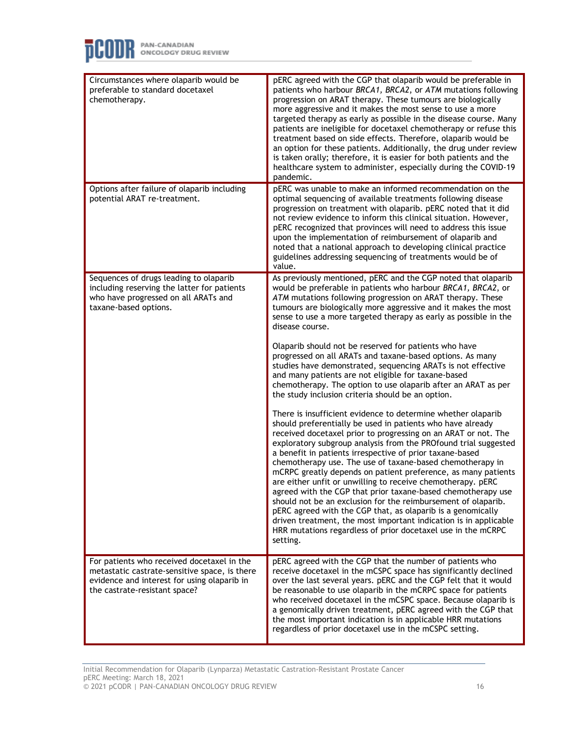| | |
|---|---|
| Circumstances where olaparib would be preferable to standard docetaxel chemotherapy. | pERC agreed with the CGP that olaparib would be preferable in patients who harbour *BRCA1, BRCA2*, or *ATM* mutations following progression on ARAT therapy. These tumours are biologically more aggressive and it makes the most sense to use a more targeted therapy as early as possible in the disease course. Many patients are ineligible for docetaxel chemotherapy or refuse this treatment based on side effects. Therefore, olaparib would be an option for these patients. Additionally, the drug under review is taken orally; therefore, it is easier for both patients and the healthcare system to administer, especially during the COVID-19 pandemic. |
| Options after failure of olaparib including potential ARAT re-treatment. | pERC was unable to make an informed recommendation on the optimal sequencing of available treatments following disease progression on treatment with olaparib. pERC noted that it did not review evidence to inform this clinical situation. However, pERC recognized that provinces will need to address this issue upon the implementation of reimbursement of olaparib and noted that a national approach to developing clinical practice guidelines addressing sequencing of treatments would be of value. |
| Sequences of drugs leading to olaparib including reserving the latter for patients who have progressed on all ARATs and taxane-based options. | As previously mentioned, pERC and the CGP noted that olaparib would be preferable in patients who harbour *BRCA1, BRCA2*, or *ATM* mutations following progression on ARAT therapy. These tumours are biologically more aggressive and it makes the most sense to use a more targeted therapy as early as possible in the disease course.<br><br>Olaparib should not be reserved for patients who have progressed on all ARATs and taxane-based options. As many studies have demonstrated, sequencing ARATs is not effective and many patients are not eligible for taxane-based chemotherapy. The option to use olaparib after an ARAT as per the study inclusion criteria should be an option.<br><br>There is insufficient evidence to determine whether olaparib should preferentially be used in patients who have already received docetaxel prior to progressing on an ARAT or not. The exploratory subgroup analysis from the PROfound trial suggested a benefit in patients irrespective of prior taxane-based chemotherapy use. The use of taxane-based chemotherapy in mCRPC greatly depends on patient preference, as many patients are either unfit or unwilling to receive chemotherapy. pERC agreed with the CGP that prior taxane-based chemotherapy use should not be an exclusion for the reimbursement of olaparib. pERC agreed with the CGP that, as olaparib is a genomically driven treatment, the most important indication is in applicable HRR mutations regardless of prior docetaxel use in the mCRPC setting. |
| For patients who received docetaxel in the metastatic castrate-sensitive space, is there evidence and interest for using olaparib in the castrate-resistant space? | pERC agreed with the CGP that the number of patients who receive docetaxel in the mCSPC space has significantly declined over the last several years. pERC and the CGP felt that it would be reasonable to use olaparib in the mCRPC space for patients who received docetaxel in the mCSPC space. Because olaparib is a genomically driven treatment, pERC agreed with the CGP that the most important indication is in applicable HRR mutations regardless of prior docetaxel use in the mCSPC setting. |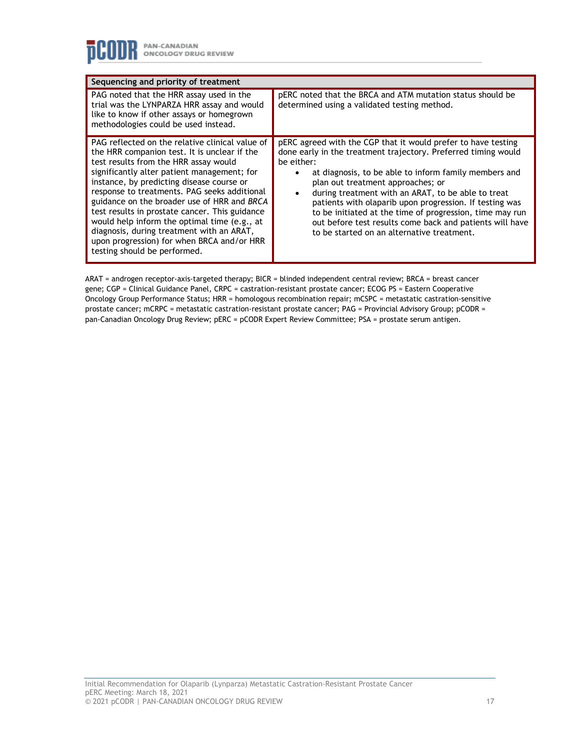| Sequencing and priority of treatment | |
|---|---|
| PAG noted that the HRR assay used in the trial was the LYNPARZA HRR assay and would like to know if other assays or homegrown methodologies could be used instead. | pERC noted that the BRCA and ATM mutation status should be determined using a validated testing method. |
| PAG reflected on the relative clinical value of the HRR companion test. It is unclear if the test results from the HRR assay would significantly alter patient management; for instance, by predicting disease course or response to treatments. PAG seeks additional guidance on the broader use of HRR and *BRCA* test results in prostate cancer. This guidance would help inform the optimal time (e.g., at diagnosis, during treatment with an ARAT, upon progression) for when BRCA and/or HRR testing should be performed. | pERC agreed with the CGP that it would prefer to have testing done early in the treatment trajectory. Preferred timing would be either: <br>• at diagnosis, to be able to inform family members and plan out treatment approaches; or <br>• during treatment with an ARAT, to be able to treat patients with olaparib upon progression. If testing was to be initiated at the time of progression, time may run out before test results come back and patients will have to be started on an alternative treatment. |

ARAT = androgen receptor-axis-targeted therapy; BICR = blinded independent central review; BRCA = breast cancer gene; CGP = Clinical Guidance Panel, CRPC = castration-resistant prostate cancer; ECOG PS = Eastern Cooperative Oncology Group Performance Status; HRR = homologous recombination repair; mCSPC = metastatic castration-sensitive prostate cancer; mCRPC = metastatic castration-resistant prostate cancer; PAG = Provincial Advisory Group; pCODR = pan-Canadian Oncology Drug Review; pERC = pCODR Expert Review Committee; PSA = prostate serum antigen.